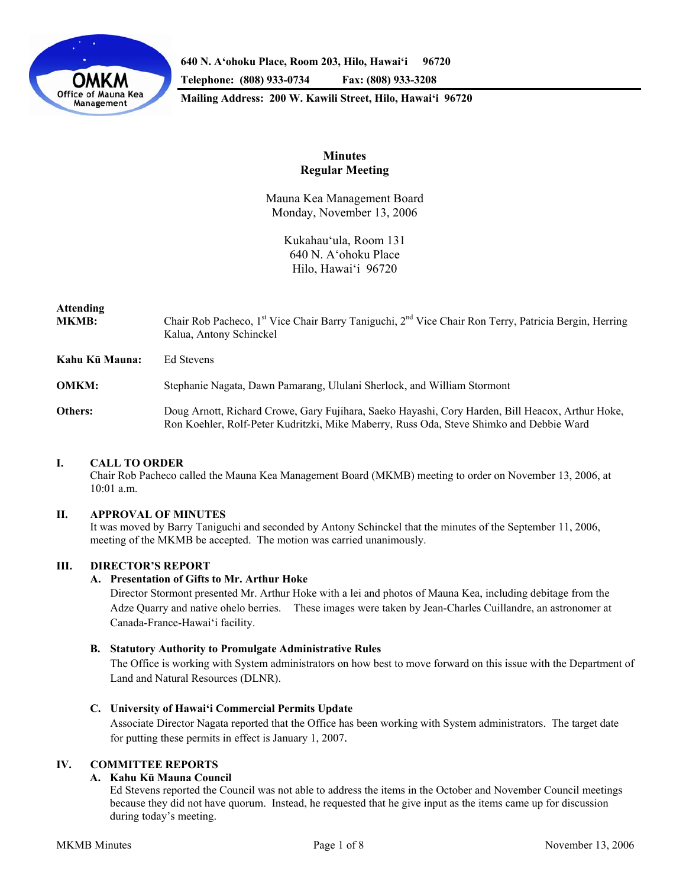640 N. A'ohoku Place, Room 203, Hilo, Hawai'i 96720
Telephone: (808) 933-0734 Fax: (808) 933-3208
Mailing Address: 200 W. Kawili Street, Hilo, Hawai'i 96720

# Minutes
## Regular Meeting

Mauna Kea Management Board
Monday, November 13, 2006

Kukahau'ula, Room 131
640 N. A'ohoku Place
Hilo, Hawai'i 96720

**Attending**

**MKMB:** Chair Rob Pacheco, 1st Vice Chair Barry Taniguchi, 2nd Vice Chair Ron Terry, Patricia Bergin, Herring Kalua, Antony Schinckel

**Kahu Kū Mauna:** Ed Stevens

**OMKM:** Stephanie Nagata, Dawn Pamarang, Ululani Sherlock, and William Stormont

**Others:** Doug Arnott, Richard Crowe, Gary Fujihara, Saeko Hayashi, Cory Harden, Bill Heacox, Arthur Hoke, Ron Koehler, Rolf-Peter Kudritzki, Mike Maberry, Russ Oda, Steve Shimko and Debbie Ward

### I. CALL TO ORDER

Chair Rob Pacheco called the Mauna Kea Management Board (MKMB) meeting to order on November 13, 2006, at 10:01 a.m.

### II. APPROVAL OF MINUTES

It was moved by Barry Taniguchi and seconded by Antony Schinckel that the minutes of the September 11, 2006, meeting of the MKMB be accepted. The motion was carried unanimously.

### III. DIRECTOR'S REPORT

**A. Presentation of Gifts to Mr. Arthur Hoke**

Director Stormont presented Mr. Arthur Hoke with a lei and photos of Mauna Kea, including debitage from the Adze Quarry and native ohelo berries. These images were taken by Jean-Charles Cuillandre, an astronomer at Canada-France-Hawai'i facility.

**B. Statutory Authority to Promulgate Administrative Rules**

The Office is working with System administrators on how best to move forward on this issue with the Department of Land and Natural Resources (DLNR).

**C. University of Hawai'i Commercial Permits Update**

Associate Director Nagata reported that the Office has been working with System administrators. The target date for putting these permits in effect is January 1, 2007.

### IV. COMMITTEE REPORTS

**A. Kahu Kū Mauna Council**

Ed Stevens reported the Council was not able to address the items in the October and November Council meetings because they did not have quorum. Instead, he requested that he give input as the items came up for discussion during today's meeting.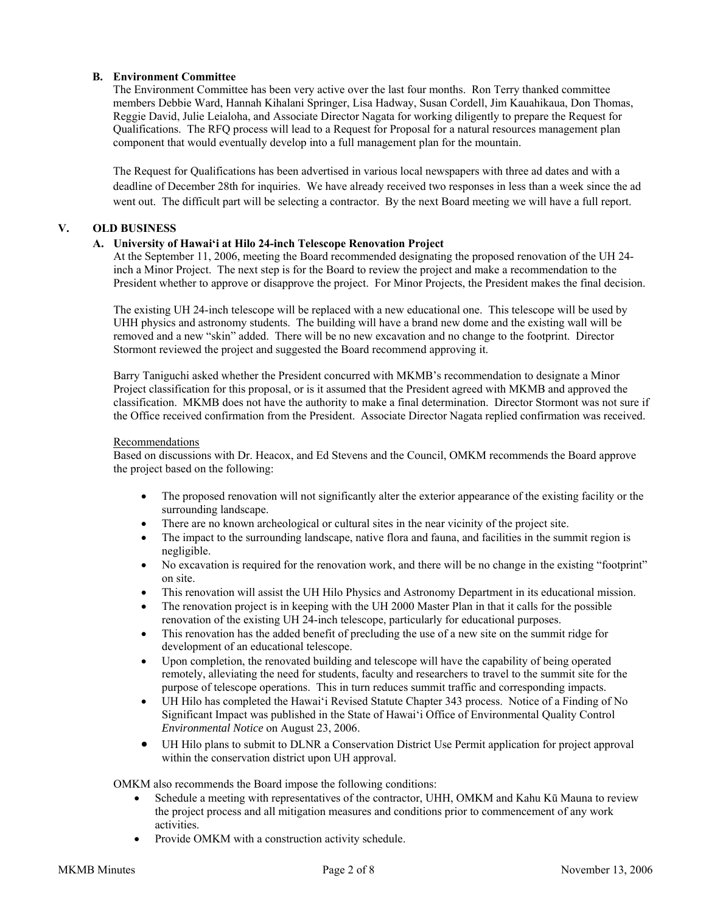### B. Environment Committee

The Environment Committee has been very active over the last four months. Ron Terry thanked committee members Debbie Ward, Hannah Kihalani Springer, Lisa Hadway, Susan Cordell, Jim Kauahikaua, Don Thomas, Reggie David, Julie Leialoha, and Associate Director Nagata for working diligently to prepare the Request for Qualifications. The RFQ process will lead to a Request for Proposal for a natural resources management plan component that would eventually develop into a full management plan for the mountain.

The Request for Qualifications has been advertised in various local newspapers with three ad dates and with a deadline of December 28th for inquiries. We have already received two responses in less than a week since the ad went out. The difficult part will be selecting a contractor. By the next Board meeting we will have a full report.

## V. OLD BUSINESS

### A. University of Hawaiʻi at Hilo 24-inch Telescope Renovation Project

At the September 11, 2006, meeting the Board recommended designating the proposed renovation of the UH 24-inch a Minor Project. The next step is for the Board to review the project and make a recommendation to the President whether to approve or disapprove the project. For Minor Projects, the President makes the final decision.

The existing UH 24-inch telescope will be replaced with a new educational one. This telescope will be used by UHH physics and astronomy students. The building will have a brand new dome and the existing wall will be removed and a new "skin" added. There will be no new excavation and no change to the footprint. Director Stormont reviewed the project and suggested the Board recommend approving it.

Barry Taniguchi asked whether the President concurred with MKMB's recommendation to designate a Minor Project classification for this proposal, or is it assumed that the President agreed with MKMB and approved the classification. MKMB does not have the authority to make a final determination. Director Stormont was not sure if the Office received confirmation from the President. Associate Director Nagata replied confirmation was received.

Recommendations

Based on discussions with Dr. Heacox, and Ed Stevens and the Council, OMKM recommends the Board approve the project based on the following:

- The proposed renovation will not significantly alter the exterior appearance of the existing facility or the surrounding landscape.
- There are no known archeological or cultural sites in the near vicinity of the project site.
- The impact to the surrounding landscape, native flora and fauna, and facilities in the summit region is negligible.
- No excavation is required for the renovation work, and there will be no change in the existing "footprint" on site.
- This renovation will assist the UH Hilo Physics and Astronomy Department in its educational mission.
- The renovation project is in keeping with the UH 2000 Master Plan in that it calls for the possible renovation of the existing UH 24-inch telescope, particularly for educational purposes.
- This renovation has the added benefit of precluding the use of a new site on the summit ridge for development of an educational telescope.
- Upon completion, the renovated building and telescope will have the capability of being operated remotely, alleviating the need for students, faculty and researchers to travel to the summit site for the purpose of telescope operations. This in turn reduces summit traffic and corresponding impacts.
- UH Hilo has completed the Hawaiʻi Revised Statute Chapter 343 process. Notice of a Finding of No Significant Impact was published in the State of Hawaiʻi Office of Environmental Quality Control *Environmental Notice* on August 23, 2006.
- UH Hilo plans to submit to DLNR a Conservation District Use Permit application for project approval within the conservation district upon UH approval.

OMKM also recommends the Board impose the following conditions:

- Schedule a meeting with representatives of the contractor, UHH, OMKM and Kahu Kū Mauna to review the project process and all mitigation measures and conditions prior to commencement of any work activities.
- Provide OMKM with a construction activity schedule.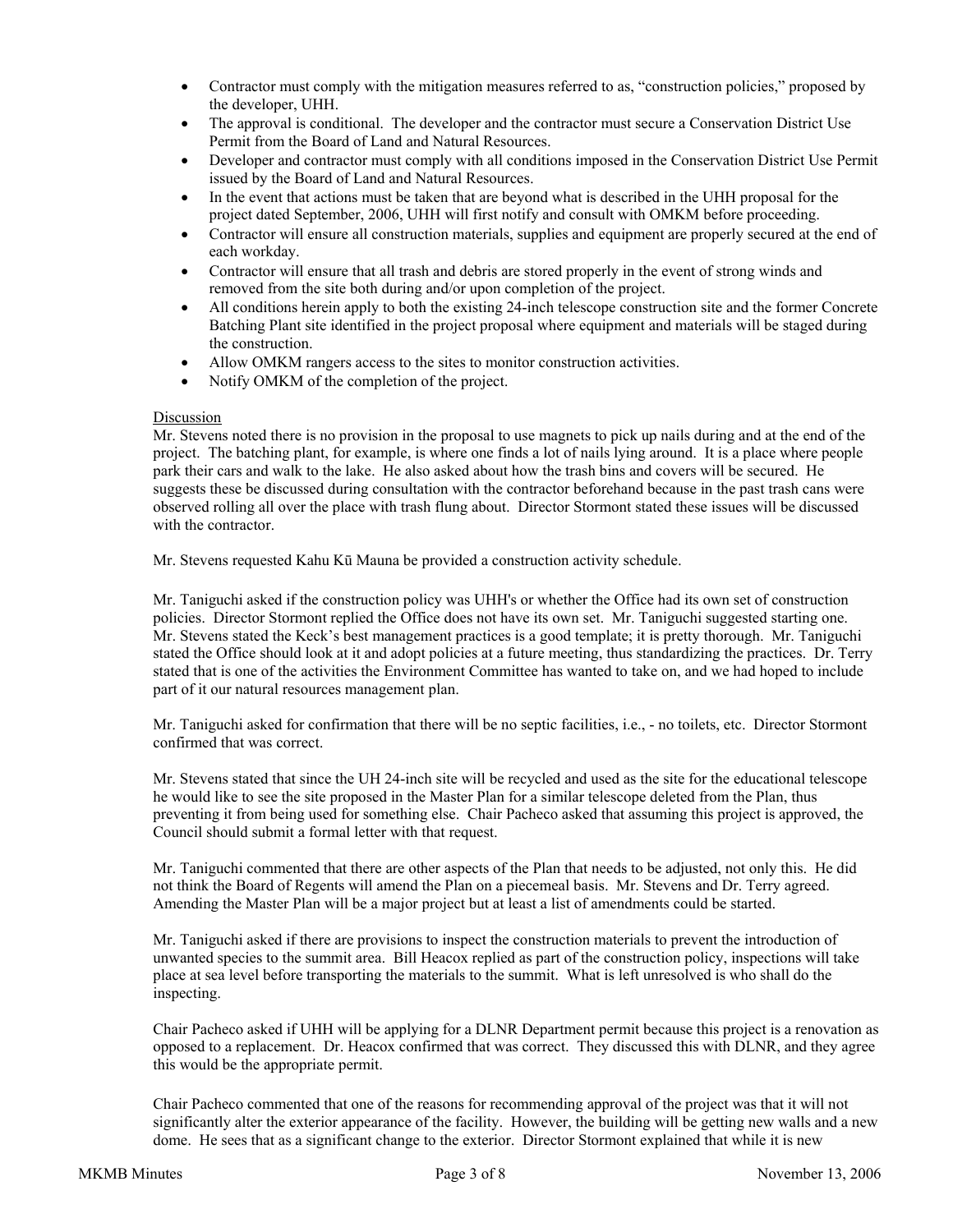- Contractor must comply with the mitigation measures referred to as, "construction policies," proposed by the developer, UHH.
- The approval is conditional. The developer and the contractor must secure a Conservation District Use Permit from the Board of Land and Natural Resources.
- Developer and contractor must comply with all conditions imposed in the Conservation District Use Permit issued by the Board of Land and Natural Resources.
- In the event that actions must be taken that are beyond what is described in the UHH proposal for the project dated September, 2006, UHH will first notify and consult with OMKM before proceeding.
- Contractor will ensure all construction materials, supplies and equipment are properly secured at the end of each workday.
- Contractor will ensure that all trash and debris are stored properly in the event of strong winds and removed from the site both during and/or upon completion of the project.
- All conditions herein apply to both the existing 24-inch telescope construction site and the former Concrete Batching Plant site identified in the project proposal where equipment and materials will be staged during the construction.
- Allow OMKM rangers access to the sites to monitor construction activities.
- Notify OMKM of the completion of the project.

Discussion

Mr. Stevens noted there is no provision in the proposal to use magnets to pick up nails during and at the end of the project. The batching plant, for example, is where one finds a lot of nails lying around. It is a place where people park their cars and walk to the lake. He also asked about how the trash bins and covers will be secured. He suggests these be discussed during consultation with the contractor beforehand because in the past trash cans were observed rolling all over the place with trash flung about. Director Stormont stated these issues will be discussed with the contractor.

Mr. Stevens requested Kahu Kū Mauna be provided a construction activity schedule.

Mr. Taniguchi asked if the construction policy was UHH's or whether the Office had its own set of construction policies. Director Stormont replied the Office does not have its own set. Mr. Taniguchi suggested starting one. Mr. Stevens stated the Keck's best management practices is a good template; it is pretty thorough. Mr. Taniguchi stated the Office should look at it and adopt policies at a future meeting, thus standardizing the practices. Dr. Terry stated that is one of the activities the Environment Committee has wanted to take on, and we had hoped to include part of it our natural resources management plan.

Mr. Taniguchi asked for confirmation that there will be no septic facilities, i.e., - no toilets, etc. Director Stormont confirmed that was correct.

Mr. Stevens stated that since the UH 24-inch site will be recycled and used as the site for the educational telescope he would like to see the site proposed in the Master Plan for a similar telescope deleted from the Plan, thus preventing it from being used for something else. Chair Pacheco asked that assuming this project is approved, the Council should submit a formal letter with that request.

Mr. Taniguchi commented that there are other aspects of the Plan that needs to be adjusted, not only this. He did not think the Board of Regents will amend the Plan on a piecemeal basis. Mr. Stevens and Dr. Terry agreed. Amending the Master Plan will be a major project but at least a list of amendments could be started.

Mr. Taniguchi asked if there are provisions to inspect the construction materials to prevent the introduction of unwanted species to the summit area. Bill Heacox replied as part of the construction policy, inspections will take place at sea level before transporting the materials to the summit. What is left unresolved is who shall do the inspecting.

Chair Pacheco asked if UHH will be applying for a DLNR Department permit because this project is a renovation as opposed to a replacement. Dr. Heacox confirmed that was correct. They discussed this with DLNR, and they agree this would be the appropriate permit.

Chair Pacheco commented that one of the reasons for recommending approval of the project was that it will not significantly alter the exterior appearance of the facility. However, the building will be getting new walls and a new dome. He sees that as a significant change to the exterior. Director Stormont explained that while it is new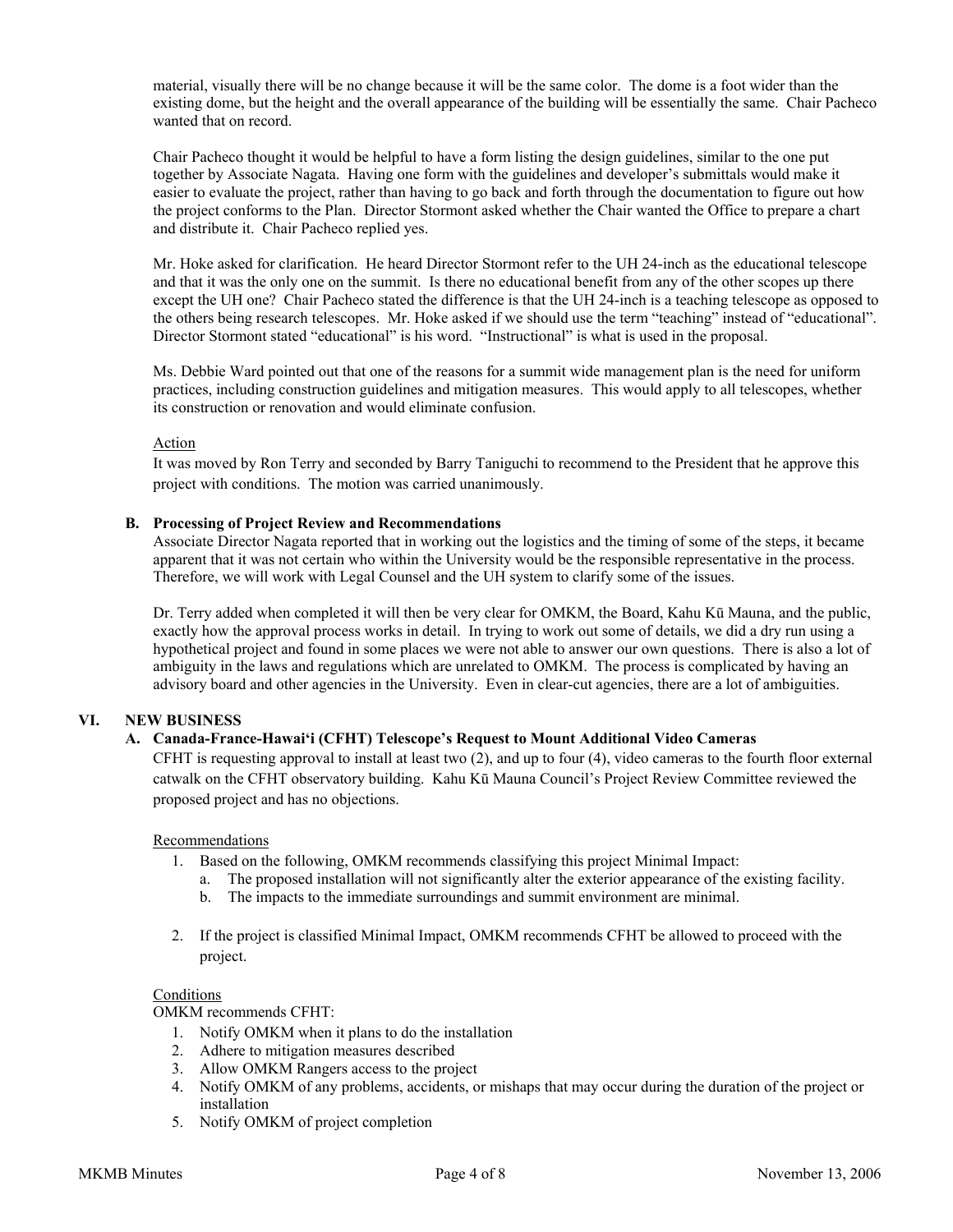material, visually there will be no change because it will be the same color. The dome is a foot wider than the existing dome, but the height and the overall appearance of the building will be essentially the same. Chair Pacheco wanted that on record.

Chair Pacheco thought it would be helpful to have a form listing the design guidelines, similar to the one put together by Associate Nagata. Having one form with the guidelines and developer's submittals would make it easier to evaluate the project, rather than having to go back and forth through the documentation to figure out how the project conforms to the Plan. Director Stormont asked whether the Chair wanted the Office to prepare a chart and distribute it. Chair Pacheco replied yes.

Mr. Hoke asked for clarification. He heard Director Stormont refer to the UH 24-inch as the educational telescope and that it was the only one on the summit. Is there no educational benefit from any of the other scopes up there except the UH one? Chair Pacheco stated the difference is that the UH 24-inch is a teaching telescope as opposed to the others being research telescopes. Mr. Hoke asked if we should use the term "teaching" instead of "educational". Director Stormont stated "educational" is his word. "Instructional" is what is used in the proposal.

Ms. Debbie Ward pointed out that one of the reasons for a summit wide management plan is the need for uniform practices, including construction guidelines and mitigation measures. This would apply to all telescopes, whether its construction or renovation and would eliminate confusion.

Action

It was moved by Ron Terry and seconded by Barry Taniguchi to recommend to the President that he approve this project with conditions. The motion was carried unanimously.

**B. Processing of Project Review and Recommendations**

Associate Director Nagata reported that in working out the logistics and the timing of some of the steps, it became apparent that it was not certain who within the University would be the responsible representative in the process. Therefore, we will work with Legal Counsel and the UH system to clarify some of the issues.

Dr. Terry added when completed it will then be very clear for OMKM, the Board, Kahu Kū Mauna, and the public, exactly how the approval process works in detail. In trying to work out some of details, we did a dry run using a hypothetical project and found in some places we were not able to answer our own questions. There is also a lot of ambiguity in the laws and regulations which are unrelated to OMKM. The process is complicated by having an advisory board and other agencies in the University. Even in clear-cut agencies, there are a lot of ambiguities.

## VI. NEW BUSINESS

**A. Canada-France-Hawai'i (CFHT) Telescope's Request to Mount Additional Video Cameras**

CFHT is requesting approval to install at least two (2), and up to four (4), video cameras to the fourth floor external catwalk on the CFHT observatory building. Kahu Kū Mauna Council's Project Review Committee reviewed the proposed project and has no objections.

Recommendations

1. Based on the following, OMKM recommends classifying this project Minimal Impact:
   a. The proposed installation will not significantly alter the exterior appearance of the existing facility.
   b. The impacts to the immediate surroundings and summit environment are minimal.

2. If the project is classified Minimal Impact, OMKM recommends CFHT be allowed to proceed with the project.

Conditions

OMKM recommends CFHT:

1. Notify OMKM when it plans to do the installation
2. Adhere to mitigation measures described
3. Allow OMKM Rangers access to the project
4. Notify OMKM of any problems, accidents, or mishaps that may occur during the duration of the project or installation
5. Notify OMKM of project completion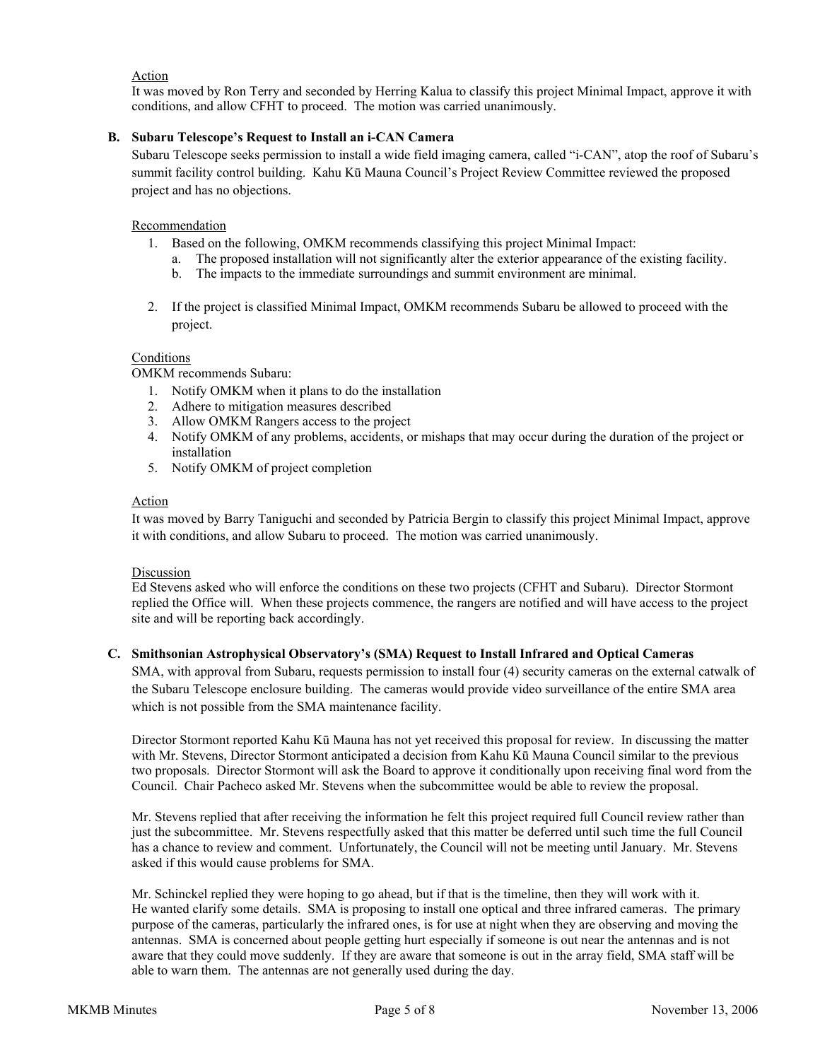Action

It was moved by Ron Terry and seconded by Herring Kalua to classify this project Minimal Impact, approve it with conditions, and allow CFHT to proceed. The motion was carried unanimously.

### B. Subaru Telescope's Request to Install an i-CAN Camera

Subaru Telescope seeks permission to install a wide field imaging camera, called "i-CAN", atop the roof of Subaru's summit facility control building. Kahu Kū Mauna Council's Project Review Committee reviewed the proposed project and has no objections.

Recommendation

1. Based on the following, OMKM recommends classifying this project Minimal Impact:
   a. The proposed installation will not significantly alter the exterior appearance of the existing facility.
   b. The impacts to the immediate surroundings and summit environment are minimal.

2. If the project is classified Minimal Impact, OMKM recommends Subaru be allowed to proceed with the project.

Conditions

OMKM recommends Subaru:

1. Notify OMKM when it plans to do the installation
2. Adhere to mitigation measures described
3. Allow OMKM Rangers access to the project
4. Notify OMKM of any problems, accidents, or mishaps that may occur during the duration of the project or installation
5. Notify OMKM of project completion

Action

It was moved by Barry Taniguchi and seconded by Patricia Bergin to classify this project Minimal Impact, approve it with conditions, and allow Subaru to proceed. The motion was carried unanimously.

Discussion

Ed Stevens asked who will enforce the conditions on these two projects (CFHT and Subaru). Director Stormont replied the Office will. When these projects commence, the rangers are notified and will have access to the project site and will be reporting back accordingly.

### C. Smithsonian Astrophysical Observatory's (SMA) Request to Install Infrared and Optical Cameras

SMA, with approval from Subaru, requests permission to install four (4) security cameras on the external catwalk of the Subaru Telescope enclosure building. The cameras would provide video surveillance of the entire SMA area which is not possible from the SMA maintenance facility.

Director Stormont reported Kahu Kū Mauna has not yet received this proposal for review. In discussing the matter with Mr. Stevens, Director Stormont anticipated a decision from Kahu Kū Mauna Council similar to the previous two proposals. Director Stormont will ask the Board to approve it conditionally upon receiving final word from the Council. Chair Pacheco asked Mr. Stevens when the subcommittee would be able to review the proposal.

Mr. Stevens replied that after receiving the information he felt this project required full Council review rather than just the subcommittee. Mr. Stevens respectfully asked that this matter be deferred until such time the full Council has a chance to review and comment. Unfortunately, the Council will not be meeting until January. Mr. Stevens asked if this would cause problems for SMA.

Mr. Schinckel replied they were hoping to go ahead, but if that is the timeline, then they will work with it. He wanted clarify some details. SMA is proposing to install one optical and three infrared cameras. The primary purpose of the cameras, particularly the infrared ones, is for use at night when they are observing and moving the antennas. SMA is concerned about people getting hurt especially if someone is out near the antennas and is not aware that they could move suddenly. If they are aware that someone is out in the array field, SMA staff will be able to warn them. The antennas are not generally used during the day.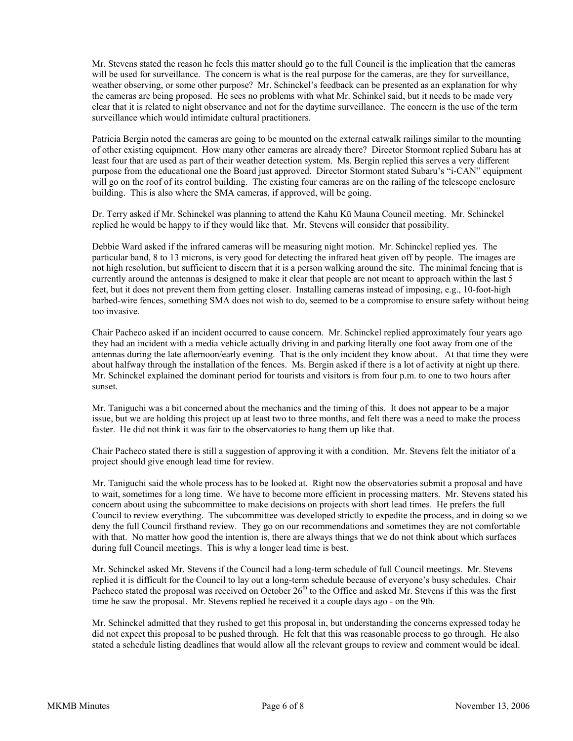Mr. Stevens stated the reason he feels this matter should go to the full Council is the implication that the cameras will be used for surveillance. The concern is what is the real purpose for the cameras, are they for surveillance, weather observing, or some other purpose? Mr. Schinckel's feedback can be presented as an explanation for why the cameras are being proposed. He sees no problems with what Mr. Schinkel said, but it needs to be made very clear that it is related to night observance and not for the daytime surveillance. The concern is the use of the term surveillance which would intimidate cultural practitioners.

Patricia Bergin noted the cameras are going to be mounted on the external catwalk railings similar to the mounting of other existing equipment. How many other cameras are already there? Director Stormont replied Subaru has at least four that are used as part of their weather detection system. Ms. Bergin replied this serves a very different purpose from the educational one the Board just approved. Director Stormont stated Subaru's "i-CAN" equipment will go on the roof of its control building. The existing four cameras are on the railing of the telescope enclosure building. This is also where the SMA cameras, if approved, will be going.

Dr. Terry asked if Mr. Schinckel was planning to attend the Kahu Kū Mauna Council meeting. Mr. Schinckel replied he would be happy to if they would like that. Mr. Stevens will consider that possibility.

Debbie Ward asked if the infrared cameras will be measuring night motion. Mr. Schinckel replied yes. The particular band, 8 to 13 microns, is very good for detecting the infrared heat given off by people. The images are not high resolution, but sufficient to discern that it is a person walking around the site. The minimal fencing that is currently around the antennas is designed to make it clear that people are not meant to approach within the last 5 feet, but it does not prevent them from getting closer. Installing cameras instead of imposing, e.g., 10-foot-high barbed-wire fences, something SMA does not wish to do, seemed to be a compromise to ensure safety without being too invasive.

Chair Pacheco asked if an incident occurred to cause concern. Mr. Schinckel replied approximately four years ago they had an incident with a media vehicle actually driving in and parking literally one foot away from one of the antennas during the late afternoon/early evening. That is the only incident they know about. At that time they were about halfway through the installation of the fences. Ms. Bergin asked if there is a lot of activity at night up there. Mr. Schinckel explained the dominant period for tourists and visitors is from four p.m. to one to two hours after sunset.

Mr. Taniguchi was a bit concerned about the mechanics and the timing of this. It does not appear to be a major issue, but we are holding this project up at least two to three months, and felt there was a need to make the process faster. He did not think it was fair to the observatories to hang them up like that.

Chair Pacheco stated there is still a suggestion of approving it with a condition. Mr. Stevens felt the initiator of a project should give enough lead time for review.

Mr. Taniguchi said the whole process has to be looked at. Right now the observatories submit a proposal and have to wait, sometimes for a long time. We have to become more efficient in processing matters. Mr. Stevens stated his concern about using the subcommittee to make decisions on projects with short lead times. He prefers the full Council to review everything. The subcommittee was developed strictly to expedite the process, and in doing so we deny the full Council firsthand review. They go on our recommendations and sometimes they are not comfortable with that. No matter how good the intention is, there are always things that we do not think about which surfaces during full Council meetings. This is why a longer lead time is best.

Mr. Schinckel asked Mr. Stevens if the Council had a long-term schedule of full Council meetings. Mr. Stevens replied it is difficult for the Council to lay out a long-term schedule because of everyone's busy schedules. Chair Pacheco stated the proposal was received on October 26th to the Office and asked Mr. Stevens if this was the first time he saw the proposal. Mr. Stevens replied he received it a couple days ago - on the 9th.

Mr. Schinckel admitted that they rushed to get this proposal in, but understanding the concerns expressed today he did not expect this proposal to be pushed through. He felt that this was reasonable process to go through. He also stated a schedule listing deadlines that would allow all the relevant groups to review and comment would be ideal.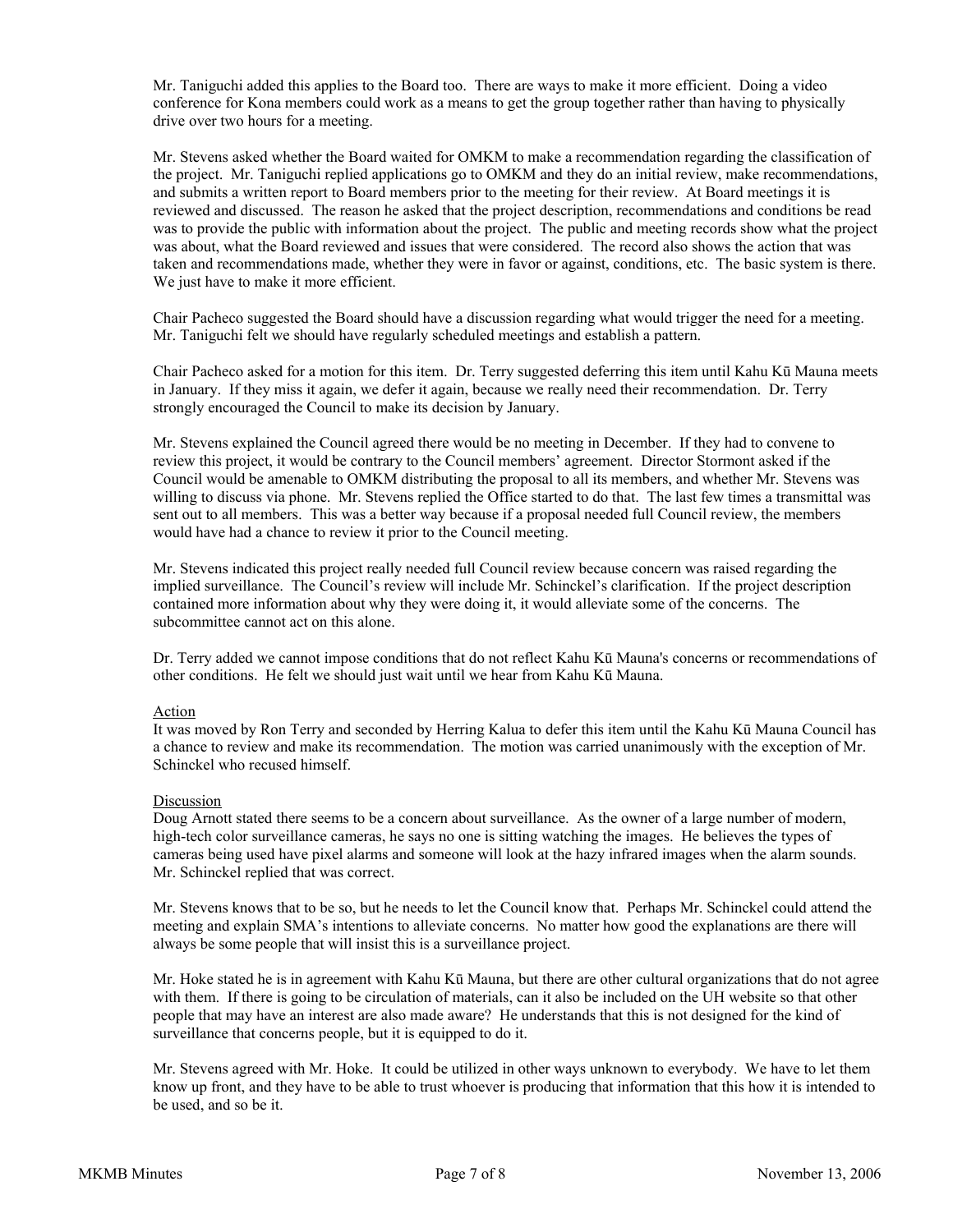Mr. Taniguchi added this applies to the Board too. There are ways to make it more efficient. Doing a video conference for Kona members could work as a means to get the group together rather than having to physically drive over two hours for a meeting.

Mr. Stevens asked whether the Board waited for OMKM to make a recommendation regarding the classification of the project. Mr. Taniguchi replied applications go to OMKM and they do an initial review, make recommendations, and submits a written report to Board members prior to the meeting for their review. At Board meetings it is reviewed and discussed. The reason he asked that the project description, recommendations and conditions be read was to provide the public with information about the project. The public and meeting records show what the project was about, what the Board reviewed and issues that were considered. The record also shows the action that was taken and recommendations made, whether they were in favor or against, conditions, etc. The basic system is there. We just have to make it more efficient.

Chair Pacheco suggested the Board should have a discussion regarding what would trigger the need for a meeting. Mr. Taniguchi felt we should have regularly scheduled meetings and establish a pattern.

Chair Pacheco asked for a motion for this item. Dr. Terry suggested deferring this item until Kahu Kū Mauna meets in January. If they miss it again, we defer it again, because we really need their recommendation. Dr. Terry strongly encouraged the Council to make its decision by January.

Mr. Stevens explained the Council agreed there would be no meeting in December. If they had to convene to review this project, it would be contrary to the Council members' agreement. Director Stormont asked if the Council would be amenable to OMKM distributing the proposal to all its members, and whether Mr. Stevens was willing to discuss via phone. Mr. Stevens replied the Office started to do that. The last few times a transmittal was sent out to all members. This was a better way because if a proposal needed full Council review, the members would have had a chance to review it prior to the Council meeting.

Mr. Stevens indicated this project really needed full Council review because concern was raised regarding the implied surveillance. The Council's review will include Mr. Schinckel's clarification. If the project description contained more information about why they were doing it, it would alleviate some of the concerns. The subcommittee cannot act on this alone.

Dr. Terry added we cannot impose conditions that do not reflect Kahu Kū Mauna's concerns or recommendations of other conditions. He felt we should just wait until we hear from Kahu Kū Mauna.

Action

It was moved by Ron Terry and seconded by Herring Kalua to defer this item until the Kahu Kū Mauna Council has a chance to review and make its recommendation. The motion was carried unanimously with the exception of Mr. Schinckel who recused himself.

Discussion

Doug Arnott stated there seems to be a concern about surveillance. As the owner of a large number of modern, high-tech color surveillance cameras, he says no one is sitting watching the images. He believes the types of cameras being used have pixel alarms and someone will look at the hazy infrared images when the alarm sounds. Mr. Schinckel replied that was correct.

Mr. Stevens knows that to be so, but he needs to let the Council know that. Perhaps Mr. Schinckel could attend the meeting and explain SMA's intentions to alleviate concerns. No matter how good the explanations are there will always be some people that will insist this is a surveillance project.

Mr. Hoke stated he is in agreement with Kahu Kū Mauna, but there are other cultural organizations that do not agree with them. If there is going to be circulation of materials, can it also be included on the UH website so that other people that may have an interest are also made aware? He understands that this is not designed for the kind of surveillance that concerns people, but it is equipped to do it.

Mr. Stevens agreed with Mr. Hoke. It could be utilized in other ways unknown to everybody. We have to let them know up front, and they have to be able to trust whoever is producing that information that this how it is intended to be used, and so be it.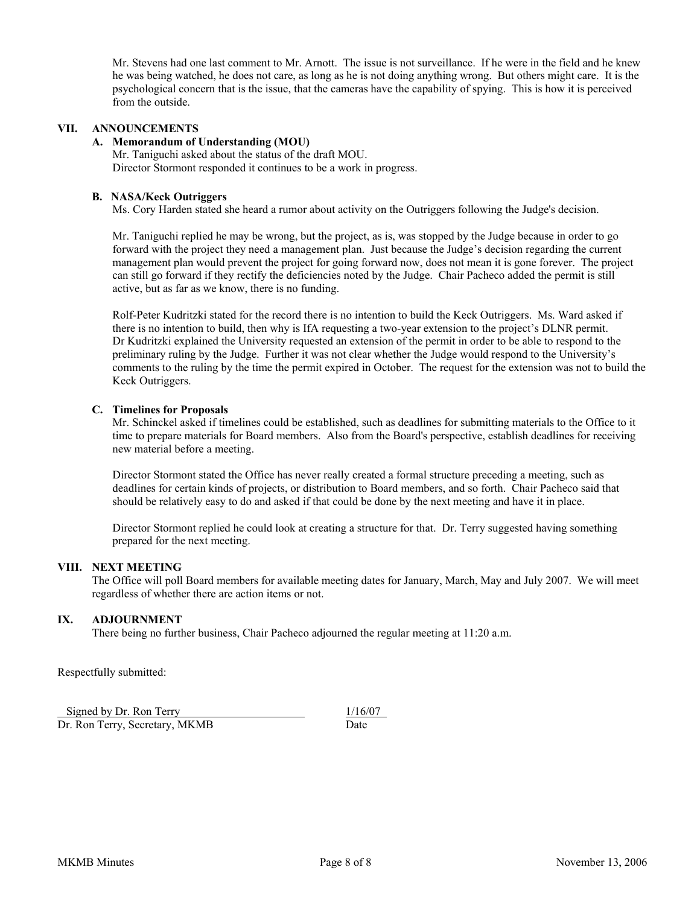Mr. Stevens had one last comment to Mr. Arnott. The issue is not surveillance. If he were in the field and he knew he was being watched, he does not care, as long as he is not doing anything wrong. But others might care. It is the psychological concern that is the issue, that the cameras have the capability of spying. This is how it is perceived from the outside.

## VII. ANNOUNCEMENTS

### A. Memorandum of Understanding (MOU)

Mr. Taniguchi asked about the status of the draft MOU.
Director Stormont responded it continues to be a work in progress.

### B. NASA/Keck Outriggers

Ms. Cory Harden stated she heard a rumor about activity on the Outriggers following the Judge's decision.

Mr. Taniguchi replied he may be wrong, but the project, as is, was stopped by the Judge because in order to go forward with the project they need a management plan. Just because the Judge's decision regarding the current management plan would prevent the project for going forward now, does not mean it is gone forever. The project can still go forward if they rectify the deficiencies noted by the Judge. Chair Pacheco added the permit is still active, but as far as we know, there is no funding.

Rolf-Peter Kudritzki stated for the record there is no intention to build the Keck Outriggers. Ms. Ward asked if there is no intention to build, then why is IfA requesting a two-year extension to the project's DLNR permit. Dr Kudritzki explained the University requested an extension of the permit in order to be able to respond to the preliminary ruling by the Judge. Further it was not clear whether the Judge would respond to the University's comments to the ruling by the time the permit expired in October. The request for the extension was not to build the Keck Outriggers.

### C. Timelines for Proposals

Mr. Schinckel asked if timelines could be established, such as deadlines for submitting materials to the Office to it time to prepare materials for Board members. Also from the Board's perspective, establish deadlines for receiving new material before a meeting.

Director Stormont stated the Office has never really created a formal structure preceding a meeting, such as deadlines for certain kinds of projects, or distribution to Board members, and so forth. Chair Pacheco said that should be relatively easy to do and asked if that could be done by the next meeting and have it in place.

Director Stormont replied he could look at creating a structure for that. Dr. Terry suggested having something prepared for the next meeting.

## VIII. NEXT MEETING

The Office will poll Board members for available meeting dates for January, March, May and July 2007. We will meet regardless of whether there are action items or not.

## IX. ADJOURNMENT

There being no further business, Chair Pacheco adjourned the regular meeting at 11:20 a.m.

Respectfully submitted:

| | |
|---|---|
| Signed by Dr. Ron Terry | 1/16/07 |
| Dr. Ron Terry, Secretary, MKMB | Date |